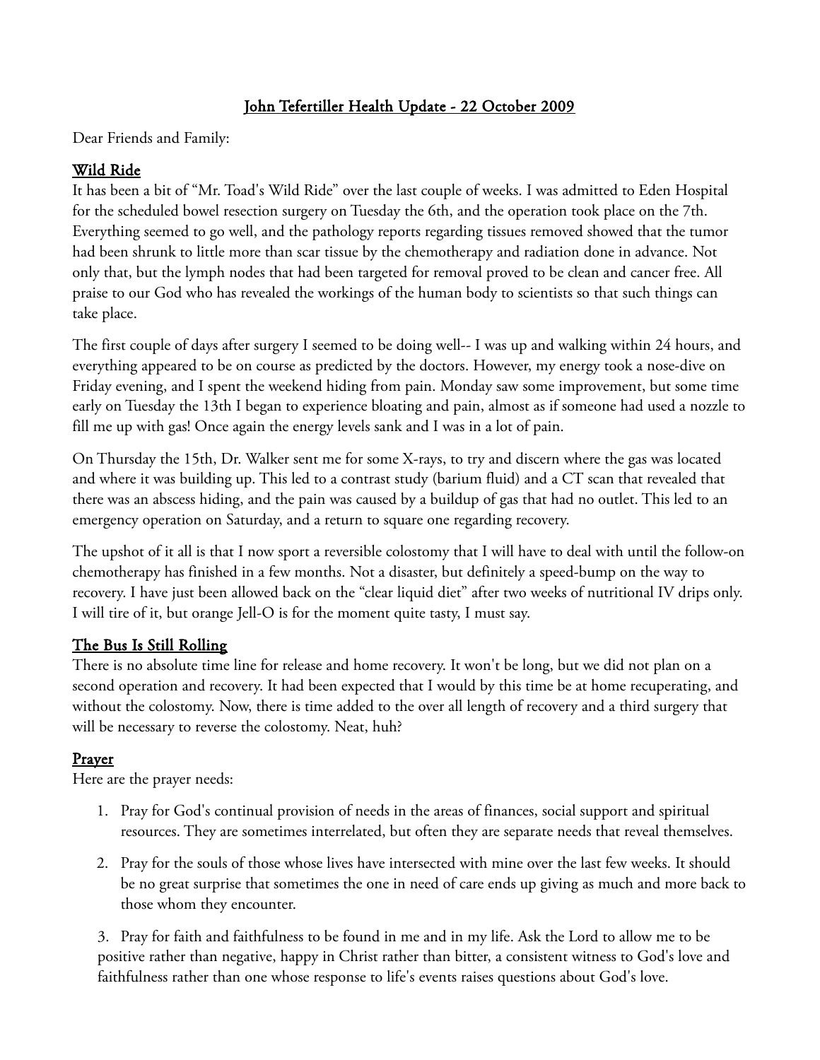# John Tefertiller Health Update - 22 October 2009

Dear Friends and Family:

## Wild Ride

It has been a bit of "Mr. Toad's Wild Ride" over the last couple of weeks. I was admitted to Eden Hospital for the scheduled bowel resection surgery on Tuesday the 6th, and the operation took place on the 7th. Everything seemed to go well, and the pathology reports regarding tissues removed showed that the tumor had been shrunk to little more than scar tissue by the chemotherapy and radiation done in advance. Not only that, but the lymph nodes that had been targeted for removal proved to be clean and cancer free. All praise to our God who has revealed the workings of the human body to scientists so that such things can take place.

The first couple of days after surgery I seemed to be doing well-- I was up and walking within 24 hours, and everything appeared to be on course as predicted by the doctors. However, my energy took a nose-dive on Friday evening, and I spent the weekend hiding from pain. Monday saw some improvement, but some time early on Tuesday the 13th I began to experience bloating and pain, almost as if someone had used a nozzle to fill me up with gas! Once again the energy levels sank and I was in a lot of pain.

On Thursday the 15th, Dr. Walker sent me for some X-rays, to try and discern where the gas was located and where it was building up. This led to a contrast study (barium fluid) and a CT scan that revealed that there was an abscess hiding, and the pain was caused by a buildup of gas that had no outlet. This led to an emergency operation on Saturday, and a return to square one regarding recovery.

The upshot of it all is that I now sport a reversible colostomy that I will have to deal with until the follow-on chemotherapy has finished in a few months. Not a disaster, but definitely a speed-bump on the way to recovery. I have just been allowed back on the "clear liquid diet" after two weeks of nutritional IV drips only. I will tire of it, but orange Jell-O is for the moment quite tasty, I must say.

## The Bus Is Still Rolling

There is no absolute time line for release and home recovery. It won't be long, but we did not plan on a second operation and recovery. It had been expected that I would by this time be at home recuperating, and without the colostomy. Now, there is time added to the over all length of recovery and a third surgery that will be necessary to reverse the colostomy. Neat, huh?

## Prayer

Here are the prayer needs:

1. Pray for God's continual provision of needs in the areas of finances, social support and spiritual resources. They are sometimes interrelated, but often they are separate needs that reveal themselves.
2. Pray for the souls of those whose lives have intersected with mine over the last few weeks. It should be no great surprise that sometimes the one in need of care ends up giving as much and more back to those whom they encounter.
3. Pray for faith and faithfulness to be found in me and in my life. Ask the Lord to allow me to be positive rather than negative, happy in Christ rather than bitter, a consistent witness to God's love and faithfulness rather than one whose response to life's events raises questions about God's love.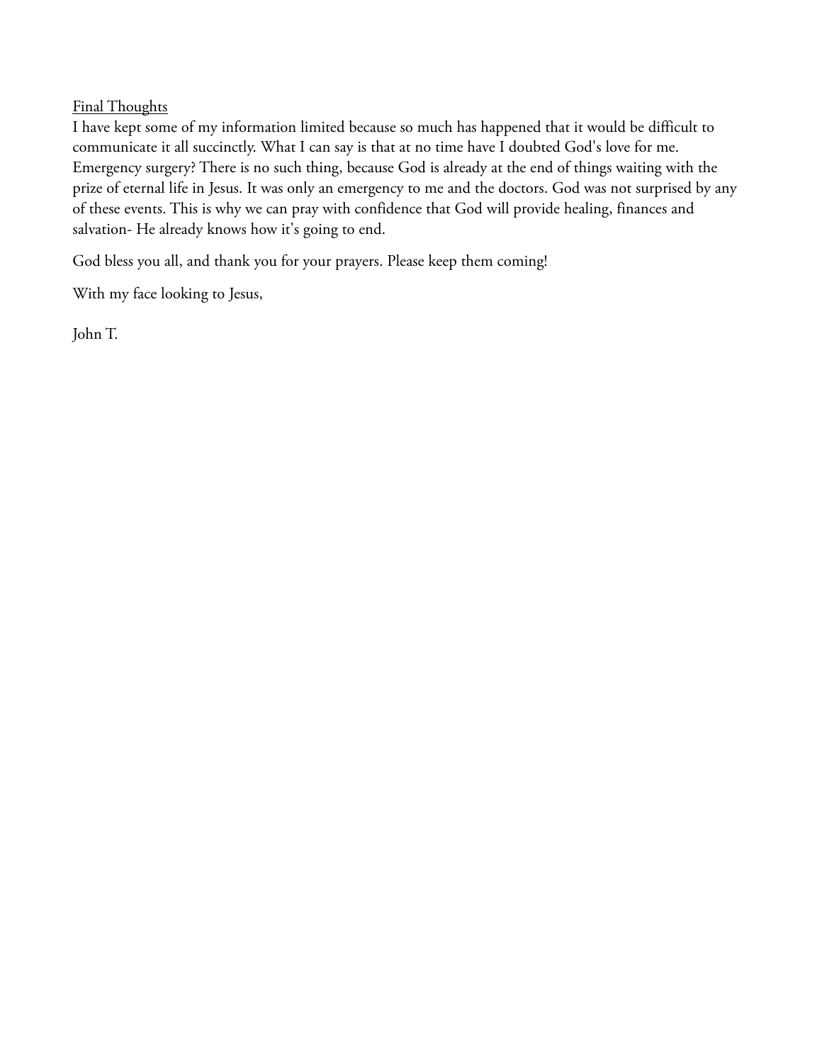Final Thoughts

I have kept some of my information limited because so much has happened that it would be difficult to communicate it all succinctly. What I can say is that at no time have I doubted God's love for me. Emergency surgery? There is no such thing, because God is already at the end of things waiting with the prize of eternal life in Jesus. It was only an emergency to me and the doctors. God was not surprised by any of these events. This is why we can pray with confidence that God will provide healing, finances and salvation- He already knows how it's going to end.

God bless you all, and thank you for your prayers. Please keep them coming!

With my face looking to Jesus,

John T.